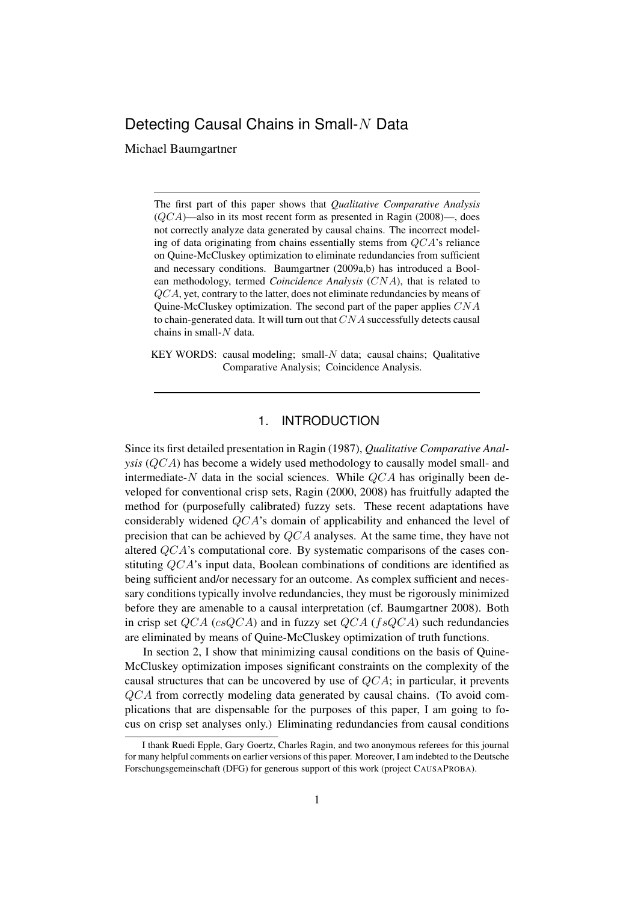# Detecting Causal Chains in Small-$N$ Data

Michael Baumgartner

---

The first part of this paper shows that *Qualitative Comparative Analysis* ($QCA$)—also in its most recent form as presented in Ragin (2008)—, does not correctly analyze data generated by causal chains. The incorrect modeling of data originating from chains essentially stems from $QCA$'s reliance on Quine-McCluskey optimization to eliminate redundancies from sufficient and necessary conditions. Baumgartner (2009a,b) has introduced a Boolean methodology, termed *Coincidence Analysis* ($CNA$), that is related to $QCA$, yet, contrary to the latter, does not eliminate redundancies by means of Quine-McCluskey optimization. The second part of the paper applies $CNA$ to chain-generated data. It will turn out that $CNA$ successfully detects causal chains in small-$N$ data.

KEY WORDS: causal modeling; small-$N$ data; causal chains; Qualitative Comparative Analysis; Coincidence Analysis.

---

## 1. INTRODUCTION

Since its first detailed presentation in Ragin (1987), *Qualitative Comparative Analysis* ($QCA$) has become a widely used methodology to causally model small- and intermediate-$N$ data in the social sciences. While $QCA$ has originally been developed for conventional crisp sets, Ragin (2000, 2008) has fruitfully adapted the method for (purposefully calibrated) fuzzy sets. These recent adaptations have considerably widened $QCA$'s domain of applicability and enhanced the level of precision that can be achieved by $QCA$ analyses. At the same time, they have not altered $QCA$'s computational core. By systematic comparisons of the cases constituting $QCA$'s input data, Boolean combinations of conditions are identified as being sufficient and/or necessary for an outcome. As complex sufficient and necessary conditions typically involve redundancies, they must be rigorously minimized before they are amenable to a causal interpretation (cf. Baumgartner 2008). Both in crisp set $QCA$ ($csQCA$) and in fuzzy set $QCA$ ($fsQCA$) such redundancies are eliminated by means of Quine-McCluskey optimization of truth functions.

In section 2, I show that minimizing causal conditions on the basis of Quine-McCluskey optimization imposes significant constraints on the complexity of the causal structures that can be uncovered by use of $QCA$; in particular, it prevents $QCA$ from correctly modeling data generated by causal chains. (To avoid complications that are dispensable for the purposes of this paper, I am going to focus on crisp set analyses only.) Eliminating redundancies from causal conditions

---

I thank Ruedi Epple, Gary Goertz, Charles Ragin, and two anonymous referees for this journal for many helpful comments on earlier versions of this paper. Moreover, I am indebted to the Deutsche Forschungsgemeinschaft (DFG) for generous support of this work (project CAUSAPROBA).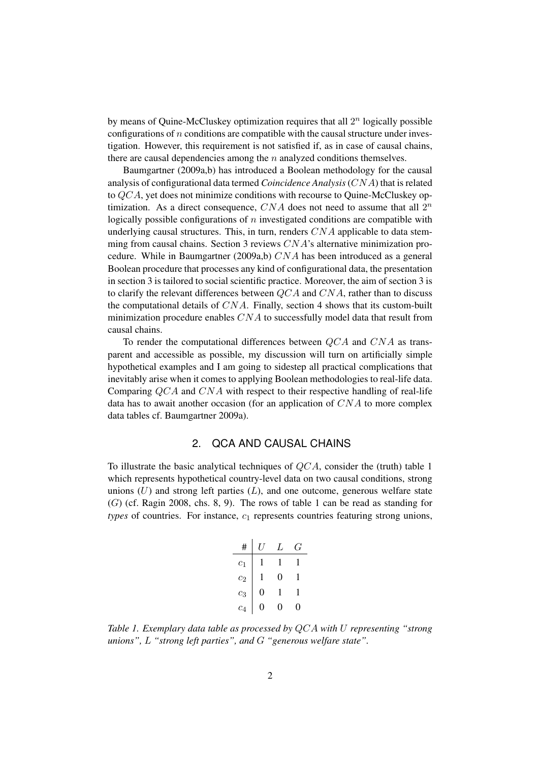by means of Quine-McCluskey optimization requires that all $2^n$ logically possible configurations of $n$ conditions are compatible with the causal structure under investigation. However, this requirement is not satisfied if, as in case of causal chains, there are causal dependencies among the $n$ analyzed conditions themselves.

Baumgartner (2009a,b) has introduced a Boolean methodology for the causal analysis of configurational data termed *Coincidence Analysis* ($CNA$) that is related to $QCA$, yet does not minimize conditions with recourse to Quine-McCluskey optimization. As a direct consequence, $CNA$ does not need to assume that all $2^n$ logically possible configurations of $n$ investigated conditions are compatible with underlying causal structures. This, in turn, renders $CNA$ applicable to data stemming from causal chains. Section 3 reviews $CNA$'s alternative minimization procedure. While in Baumgartner (2009a,b) $CNA$ has been introduced as a general Boolean procedure that processes any kind of configurational data, the presentation in section 3 is tailored to social scientific practice. Moreover, the aim of section 3 is to clarify the relevant differences between $QCA$ and $CNA$, rather than to discuss the computational details of $CNA$. Finally, section 4 shows that its custom-built minimization procedure enables $CNA$ to successfully model data that result from causal chains.

To render the computational differences between $QCA$ and $CNA$ as transparent and accessible as possible, my discussion will turn on artificially simple hypothetical examples and I am going to sidestep all practical complications that inevitably arise when it comes to applying Boolean methodologies to real-life data. Comparing $QCA$ and $CNA$ with respect to their respective handling of real-life data has to await another occasion (for an application of $CNA$ to more complex data tables cf. Baumgartner 2009a).

## 2. QCA AND CAUSAL CHAINS

To illustrate the basic analytical techniques of $QCA$, consider the (truth) table 1 which represents hypothetical country-level data on two causal conditions, strong unions ($U$) and strong left parties ($L$), and one outcome, generous welfare state ($G$) (cf. Ragin 2008, chs. 8, 9). The rows of table 1 can be read as standing for *types* of countries. For instance, $c_1$ represents countries featuring strong unions,

| # | $U$ | $L$ | $G$ |
|---|---|---|---|
| $c_1$ | 1 | 1 | 1 |
| $c_2$ | 1 | 0 | 1 |
| $c_3$ | 0 | 1 | 1 |
| $c_4$ | 0 | 0 | 0 |

*Table 1. Exemplary data table as processed by $QCA$ with $U$ representing "strong unions", $L$ "strong left parties", and $G$ "generous welfare state".*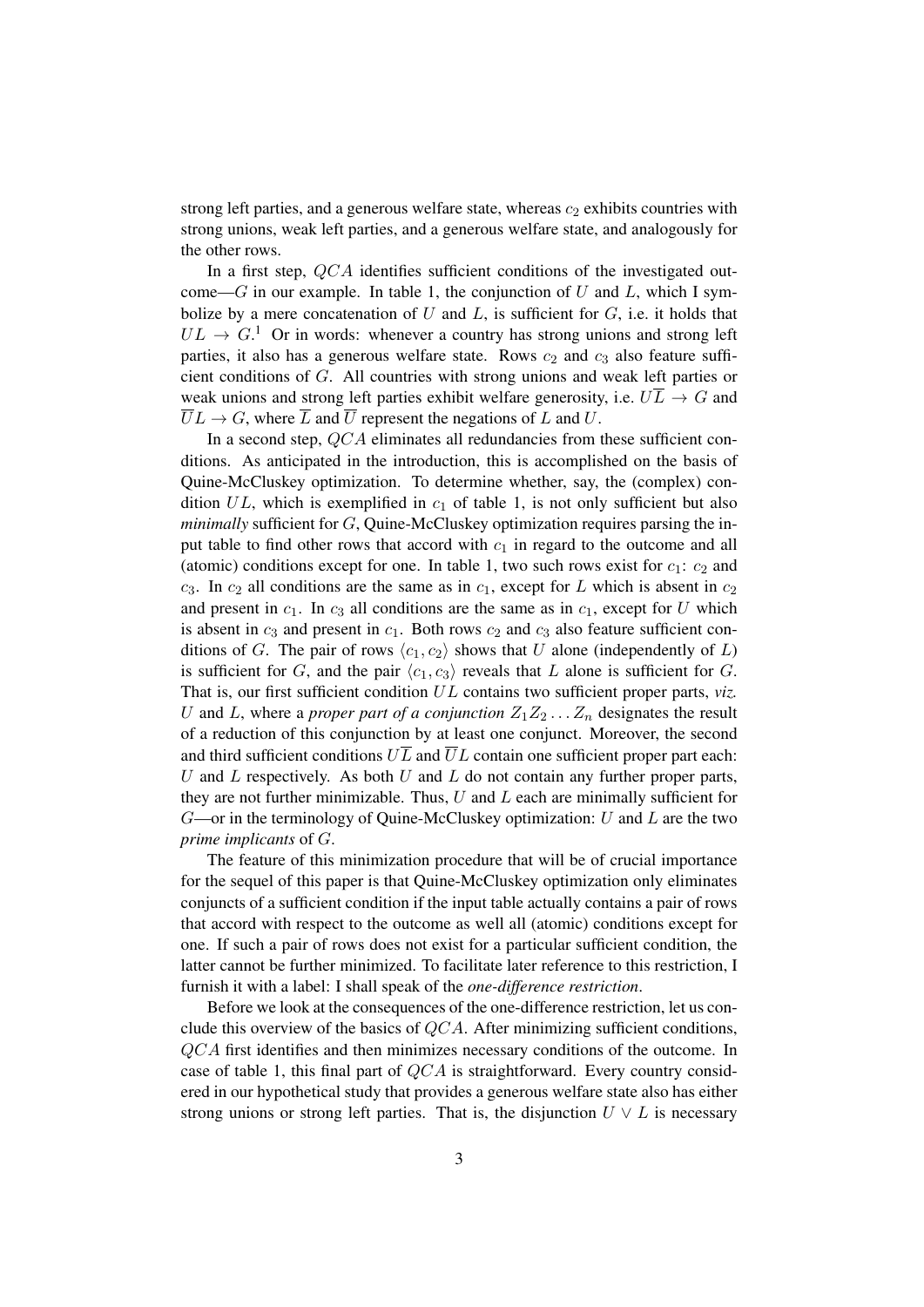strong left parties, and a generous welfare state, whereas $c_2$ exhibits countries with strong unions, weak left parties, and a generous welfare state, and analogously for the other rows.

In a first step, $QCA$ identifies sufficient conditions of the investigated outcome—$G$ in our example. In table 1, the conjunction of $U$ and $L$, which I symbolize by a mere concatenation of $U$ and $L$, is sufficient for $G$, i.e. it holds that $UL \rightarrow G$.[1] Or in words: whenever a country has strong unions and strong left parties, it also has a generous welfare state. Rows $c_2$ and $c_3$ also feature sufficient conditions of $G$. All countries with strong unions and weak left parties or weak unions and strong left parties exhibit welfare generosity, i.e. $U\overline{L} \rightarrow G$ and $\overline{U}L \rightarrow G$, where $\overline{L}$ and $\overline{U}$ represent the negations of $L$ and $U$.

In a second step, $QCA$ eliminates all redundancies from these sufficient conditions. As anticipated in the introduction, this is accomplished on the basis of Quine-McCluskey optimization. To determine whether, say, the (complex) condition $UL$, which is exemplified in $c_1$ of table 1, is not only sufficient but also *minimally* sufficient for $G$, Quine-McCluskey optimization requires parsing the input table to find other rows that accord with $c_1$ in regard to the outcome and all (atomic) conditions except for one. In table 1, two such rows exist for $c_1$: $c_2$ and $c_3$. In $c_2$ all conditions are the same as in $c_1$, except for $L$ which is absent in $c_2$ and present in $c_1$. In $c_3$ all conditions are the same as in $c_1$, except for $U$ which is absent in $c_3$ and present in $c_1$. Both rows $c_2$ and $c_3$ also feature sufficient conditions of $G$. The pair of rows $\langle c_1, c_2 \rangle$ shows that $U$ alone (independently of $L$) is sufficient for $G$, and the pair $\langle c_1, c_3 \rangle$ reveals that $L$ alone is sufficient for $G$. That is, our first sufficient condition $UL$ contains two sufficient proper parts, *viz.* $U$ and $L$, where a *proper part of a conjunction* $Z_1 Z_2 \ldots Z_n$ designates the result of a reduction of this conjunction by at least one conjunct. Moreover, the second and third sufficient conditions $U\overline{L}$ and $\overline{U}L$ contain one sufficient proper part each: $U$ and $L$ respectively. As both $U$ and $L$ do not contain any further proper parts, they are not further minimizable. Thus, $U$ and $L$ each are minimally sufficient for $G$—or in the terminology of Quine-McCluskey optimization: $U$ and $L$ are the two *prime implicants* of $G$.

The feature of this minimization procedure that will be of crucial importance for the sequel of this paper is that Quine-McCluskey optimization only eliminates conjuncts of a sufficient condition if the input table actually contains a pair of rows that accord with respect to the outcome as well all (atomic) conditions except for one. If such a pair of rows does not exist for a particular sufficient condition, the latter cannot be further minimized. To facilitate later reference to this restriction, I furnish it with a label: I shall speak of the *one-difference restriction*.

Before we look at the consequences of the one-difference restriction, let us conclude this overview of the basics of $QCA$. After minimizing sufficient conditions, $QCA$ first identifies and then minimizes necessary conditions of the outcome. In case of table 1, this final part of $QCA$ is straightforward. Every country considered in our hypothetical study that provides a generous welfare state also has either strong unions or strong left parties. That is, the disjunction $U \vee L$ is necessary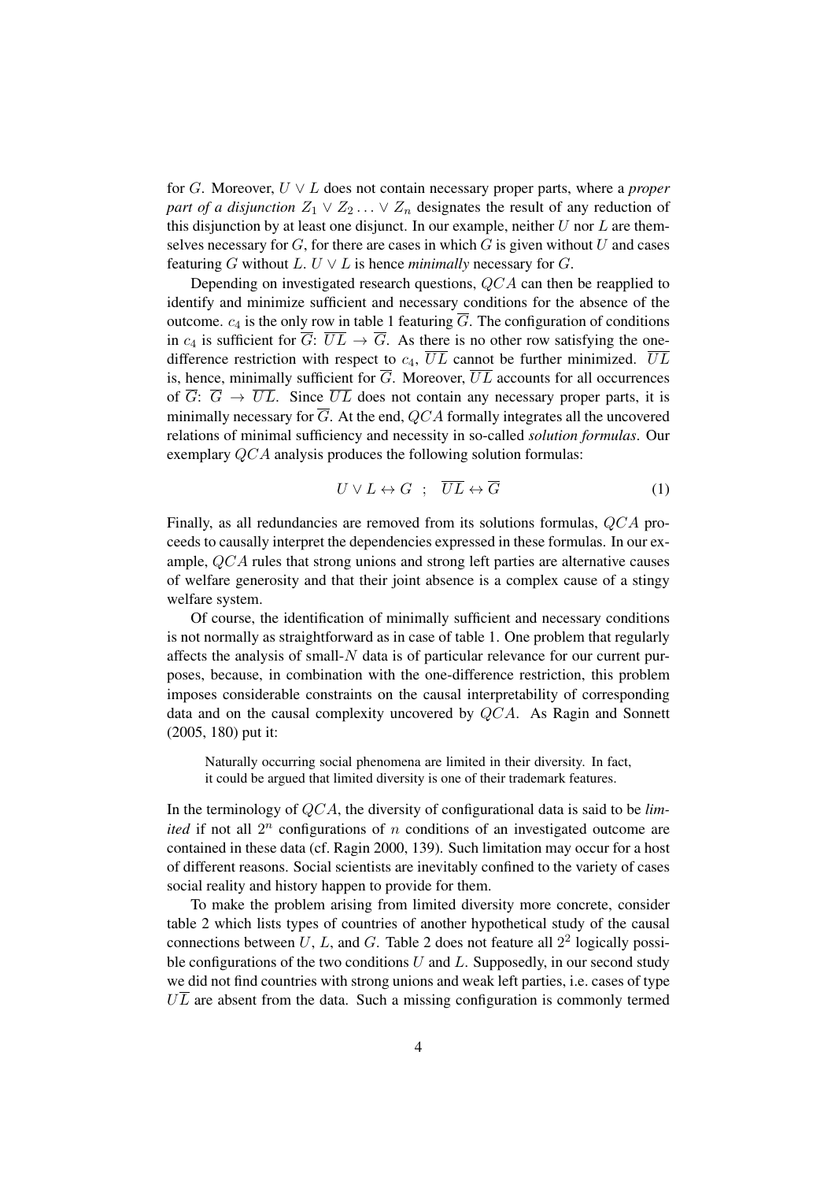for $G$. Moreover, $U \vee L$ does not contain necessary proper parts, where a *proper part of a disjunction* $Z_1 \vee Z_2 \ldots \vee Z_n$ designates the result of any reduction of this disjunction by at least one disjunct. In our example, neither $U$ nor $L$ are themselves necessary for $G$, for there are cases in which $G$ is given without $U$ and cases featuring $G$ without $L$. $U \vee L$ is hence *minimally* necessary for $G$.

Depending on investigated research questions, $QCA$ can then be reapplied to identify and minimize sufficient and necessary conditions for the absence of the outcome. $c_4$ is the only row in table 1 featuring $\overline{G}$. The configuration of conditions in $c_4$ is sufficient for $\overline{G}$: $\overline{UL} \rightarrow \overline{G}$. As there is no other row satisfying the one-difference restriction with respect to $c_4$, $\overline{UL}$ cannot be further minimized. $\overline{UL}$ is, hence, minimally sufficient for $\overline{G}$. Moreover, $\overline{UL}$ accounts for all occurrences of $\overline{G}$: $\overline{G} \rightarrow \overline{UL}$. Since $\overline{UL}$ does not contain any necessary proper parts, it is minimally necessary for $\overline{G}$. At the end, $QCA$ formally integrates all the uncovered relations of minimal sufficiency and necessity in so-called *solution formulas*. Our exemplary $QCA$ analysis produces the following solution formulas:

$$U \vee L \leftrightarrow G \quad ; \quad \overline{UL} \leftrightarrow \overline{G} \tag{1}$$

Finally, as all redundancies are removed from its solutions formulas, $QCA$ proceeds to causally interpret the dependencies expressed in these formulas. In our example, $QCA$ rules that strong unions and strong left parties are alternative causes of welfare generosity and that their joint absence is a complex cause of a stingy welfare system.

Of course, the identification of minimally sufficient and necessary conditions is not normally as straightforward as in case of table 1. One problem that regularly affects the analysis of small-$N$ data is of particular relevance for our current purposes, because, in combination with the one-difference restriction, this problem imposes considerable constraints on the causal interpretability of corresponding data and on the causal complexity uncovered by $QCA$. As Ragin and Sonnett (2005, 180) put it:

> Naturally occurring social phenomena are limited in their diversity. In fact, it could be argued that limited diversity is one of their trademark features.

In the terminology of $QCA$, the diversity of configurational data is said to be *limited* if not all $2^n$ configurations of $n$ conditions of an investigated outcome are contained in these data (cf. Ragin 2000, 139). Such limitation may occur for a host of different reasons. Social scientists are inevitably confined to the variety of cases social reality and history happen to provide for them.

To make the problem arising from limited diversity more concrete, consider table 2 which lists types of countries of another hypothetical study of the causal connections between $U$, $L$, and $G$. Table 2 does not feature all $2^2$ logically possible configurations of the two conditions $U$ and $L$. Supposedly, in our second study we did not find countries with strong unions and weak left parties, i.e. cases of type $U\overline{L}$ are absent from the data. Such a missing configuration is commonly termed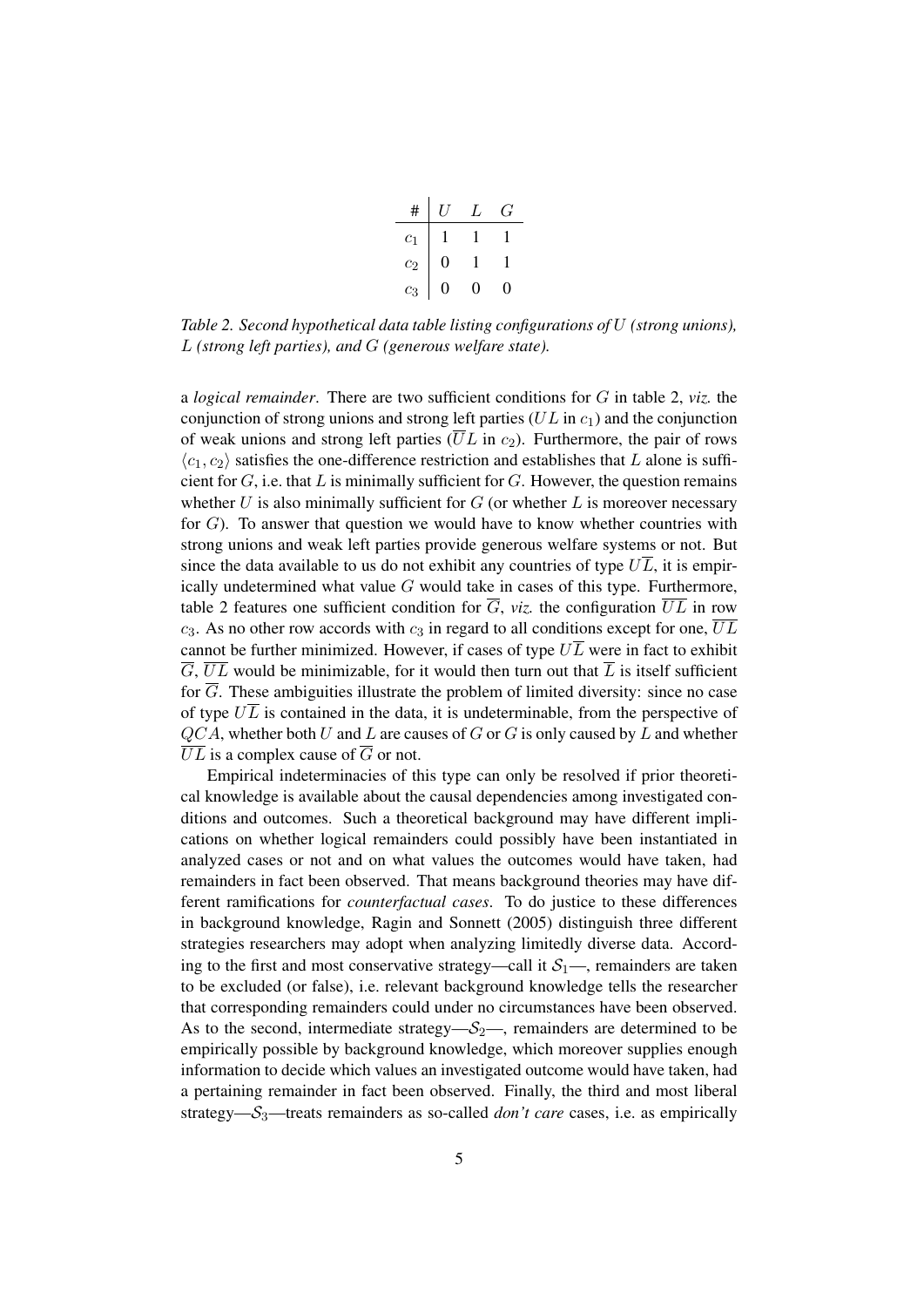| # | $U$ | $L$ | $G$ |
|---|---|---|---|
| $c_1$ | 1 | 1 | 1 |
| $c_2$ | 0 | 1 | 1 |
| $c_3$ | 0 | 0 | 0 |

*Table 2. Second hypothetical data table listing configurations of $U$ (strong unions), $L$ (strong left parties), and $G$ (generous welfare state).*

a *logical remainder*. There are two sufficient conditions for $G$ in table 2, *viz.* the conjunction of strong unions and strong left parties ($UL$ in $c_1$) and the conjunction of weak unions and strong left parties ($\overline{U}L$ in $c_2$). Furthermore, the pair of rows $\langle c_1, c_2 \rangle$ satisfies the one-difference restriction and establishes that $L$ alone is sufficient for $G$, i.e. that $L$ is minimally sufficient for $G$. However, the question remains whether $U$ is also minimally sufficient for $G$ (or whether $L$ is moreover necessary for $G$). To answer that question we would have to know whether countries with strong unions and weak left parties provide generous welfare systems or not. But since the data available to us do not exhibit any countries of type $U\overline{L}$, it is empirically undetermined what value $G$ would take in cases of this type. Furthermore, table 2 features one sufficient condition for $\overline{G}$, *viz.* the configuration $\overline{U}\overline{L}$ in row $c_3$. As no other row accords with $c_3$ in regard to all conditions except for one, $\overline{U}\overline{L}$ cannot be further minimized. However, if cases of type $U\overline{L}$ were in fact to exhibit $\overline{G}$, $\overline{U}\overline{L}$ would be minimizable, for it would then turn out that $\overline{L}$ is itself sufficient for $\overline{G}$. These ambiguities illustrate the problem of limited diversity: since no case of type $U\overline{L}$ is contained in the data, it is undeterminable, from the perspective of $QCA$, whether both $U$ and $L$ are causes of $G$ or $G$ is only caused by $L$ and whether $\overline{U}\overline{L}$ is a complex cause of $\overline{G}$ or not.

Empirical indeterminacies of this type can only be resolved if prior theoretical knowledge is available about the causal dependencies among investigated conditions and outcomes. Such a theoretical background may have different implications on whether logical remainders could possibly have been instantiated in analyzed cases or not and on what values the outcomes would have taken, had remainders in fact been observed. That means background theories may have different ramifications for *counterfactual cases*. To do justice to these differences in background knowledge, Ragin and Sonnett (2005) distinguish three different strategies researchers may adopt when analyzing limitedly diverse data. According to the first and most conservative strategy—call it $\mathcal{S}_1$—, remainders are taken to be excluded (or false), i.e. relevant background knowledge tells the researcher that corresponding remainders could under no circumstances have been observed. As to the second, intermediate strategy—$\mathcal{S}_2$—, remainders are determined to be empirically possible by background knowledge, which moreover supplies enough information to decide which values an investigated outcome would have taken, had a pertaining remainder in fact been observed. Finally, the third and most liberal strategy—$\mathcal{S}_3$—treats remainders as so-called *don't care* cases, i.e. as empirically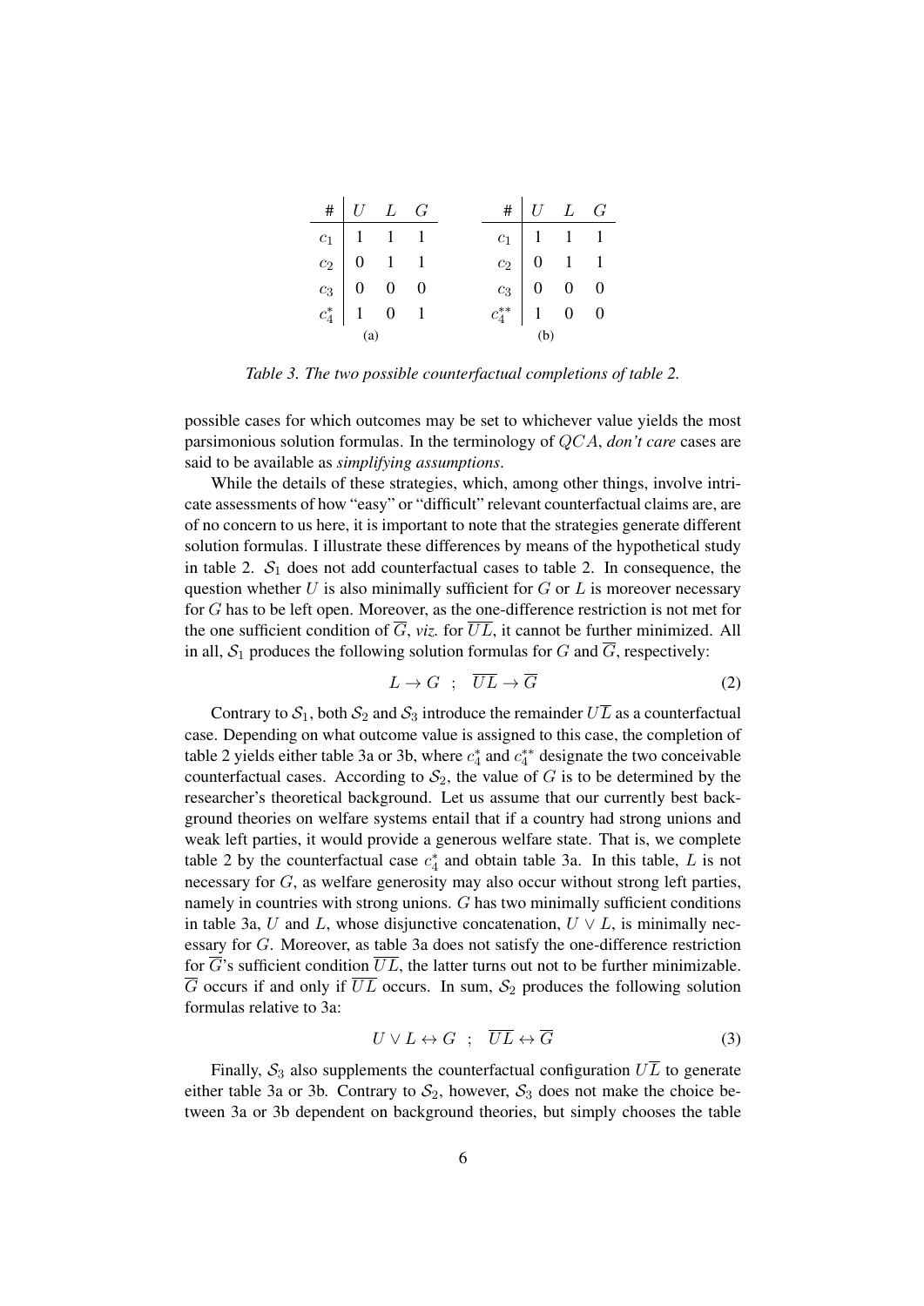| # | $U$ | $L$ | $G$ |
|---|---|---|---|
| $c_1$ | 1 | 1 | 1 |
| $c_2$ | 0 | 1 | 1 |
| $c_3$ | 0 | 0 | 0 |
| $c_4^*$ | 1 | 0 | 1 |

(a)

| # | $U$ | $L$ | $G$ |
|---|---|---|---|
| $c_1$ | 1 | 1 | 1 |
| $c_2$ | 0 | 1 | 1 |
| $c_3$ | 0 | 0 | 0 |
| $c_4^{**}$ | 1 | 0 | 0 |

(b)

*Table 3. The two possible counterfactual completions of table 2.*

possible cases for which outcomes may be set to whichever value yields the most parsimonious solution formulas. In the terminology of $QCA$, *don't care* cases are said to be available as *simplifying assumptions*.

While the details of these strategies, which, among other things, involve intricate assessments of how "easy" or "difficult" relevant counterfactual claims are, are of no concern to us here, it is important to note that the strategies generate different solution formulas. I illustrate these differences by means of the hypothetical study in table 2. $\mathcal{S}_1$ does not add counterfactual cases to table 2. In consequence, the question whether $U$ is also minimally sufficient for $G$ or $L$ is moreover necessary for $G$ has to be left open. Moreover, as the one-difference restriction is not met for the one sufficient condition of $\overline{G}$, *viz.* for $\overline{UL}$, it cannot be further minimized. All in all, $\mathcal{S}_1$ produces the following solution formulas for $G$ and $\overline{G}$, respectively:

$$L \rightarrow G \quad ; \quad \overline{UL} \rightarrow \overline{G} \tag{2}$$

Contrary to $\mathcal{S}_1$, both $\mathcal{S}_2$ and $\mathcal{S}_3$ introduce the remainder $U\overline{L}$ as a counterfactual case. Depending on what outcome value is assigned to this case, the completion of table 2 yields either table 3a or 3b, where $c_4^*$ and $c_4^{**}$ designate the two conceivable counterfactual cases. According to $\mathcal{S}_2$, the value of $G$ is to be determined by the researcher's theoretical background. Let us assume that our currently best background theories on welfare systems entail that if a country had strong unions and weak left parties, it would provide a generous welfare state. That is, we complete table 2 by the counterfactual case $c_4^*$ and obtain table 3a. In this table, $L$ is not necessary for $G$, as welfare generosity may also occur without strong left parties, namely in countries with strong unions. $G$ has two minimally sufficient conditions in table 3a, $U$ and $L$, whose disjunctive concatenation, $U \vee L$, is minimally necessary for $G$. Moreover, as table 3a does not satisfy the one-difference restriction for $\overline{G}$'s sufficient condition $\overline{UL}$, the latter turns out not to be further minimizable. $\overline{G}$ occurs if and only if $\overline{UL}$ occurs. In sum, $\mathcal{S}_2$ produces the following solution formulas relative to 3a:

$$U \vee L \leftrightarrow G \quad ; \quad \overline{UL} \leftrightarrow \overline{G} \tag{3}$$

Finally, $\mathcal{S}_3$ also supplements the counterfactual configuration $U\overline{L}$ to generate either table 3a or 3b. Contrary to $\mathcal{S}_2$, however, $\mathcal{S}_3$ does not make the choice between 3a or 3b dependent on background theories, but simply chooses the table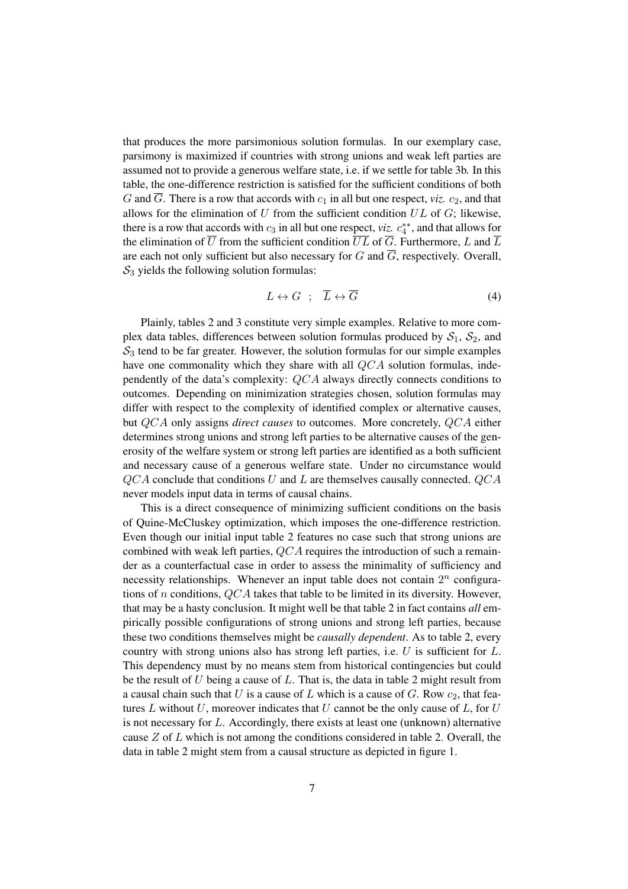that produces the more parsimonious solution formulas. In our exemplary case, parsimony is maximized if countries with strong unions and weak left parties are assumed not to provide a generous welfare state, i.e. if we settle for table 3b. In this table, the one-difference restriction is satisfied for the sufficient conditions of both $G$ and $\overline{G}$. There is a row that accords with $c_1$ in all but one respect, *viz.* $c_2$, and that allows for the elimination of $U$ from the sufficient condition $UL$ of $G$; likewise, there is a row that accords with $c_3$ in all but one respect, *viz.* $c_4^{**}$, and that allows for the elimination of $\overline{U}$ from the sufficient condition $\overline{UL}$ of $\overline{G}$. Furthermore, $L$ and $\overline{L}$ are each not only sufficient but also necessary for $G$ and $\overline{G}$, respectively. Overall, $\mathcal{S}_3$ yields the following solution formulas:

$$L \leftrightarrow G \quad ; \quad \overline{L} \leftrightarrow \overline{G} \tag{4}$$

Plainly, tables 2 and 3 constitute very simple examples. Relative to more complex data tables, differences between solution formulas produced by $\mathcal{S}_1$, $\mathcal{S}_2$, and $\mathcal{S}_3$ tend to be far greater. However, the solution formulas for our simple examples have one commonality which they share with all $QCA$ solution formulas, independently of the data's complexity: $QCA$ always directly connects conditions to outcomes. Depending on minimization strategies chosen, solution formulas may differ with respect to the complexity of identified complex or alternative causes, but $QCA$ only assigns *direct causes* to outcomes. More concretely, $QCA$ either determines strong unions and strong left parties to be alternative causes of the generosity of the welfare system or strong left parties are identified as a both sufficient and necessary cause of a generous welfare state. Under no circumstance would $QCA$ conclude that conditions $U$ and $L$ are themselves causally connected. $QCA$ never models input data in terms of causal chains.

This is a direct consequence of minimizing sufficient conditions on the basis of Quine-McCluskey optimization, which imposes the one-difference restriction. Even though our initial input table 2 features no case such that strong unions are combined with weak left parties, $QCA$ requires the introduction of such a remainder as a counterfactual case in order to assess the minimality of sufficiency and necessity relationships. Whenever an input table does not contain $2^n$ configurations of $n$ conditions, $QCA$ takes that table to be limited in its diversity. However, that may be a hasty conclusion. It might well be that table 2 in fact contains *all* empirically possible configurations of strong unions and strong left parties, because these two conditions themselves might be *causally dependent*. As to table 2, every country with strong unions also has strong left parties, i.e. $U$ is sufficient for $L$. This dependency must by no means stem from historical contingencies but could be the result of $U$ being a cause of $L$. That is, the data in table 2 might result from a causal chain such that $U$ is a cause of $L$ which is a cause of $G$. Row $c_2$, that features $L$ without $U$, moreover indicates that $U$ cannot be the only cause of $L$, for $U$ is not necessary for $L$. Accordingly, there exists at least one (unknown) alternative cause $Z$ of $L$ which is not among the conditions considered in table 2. Overall, the data in table 2 might stem from a causal structure as depicted in figure 1.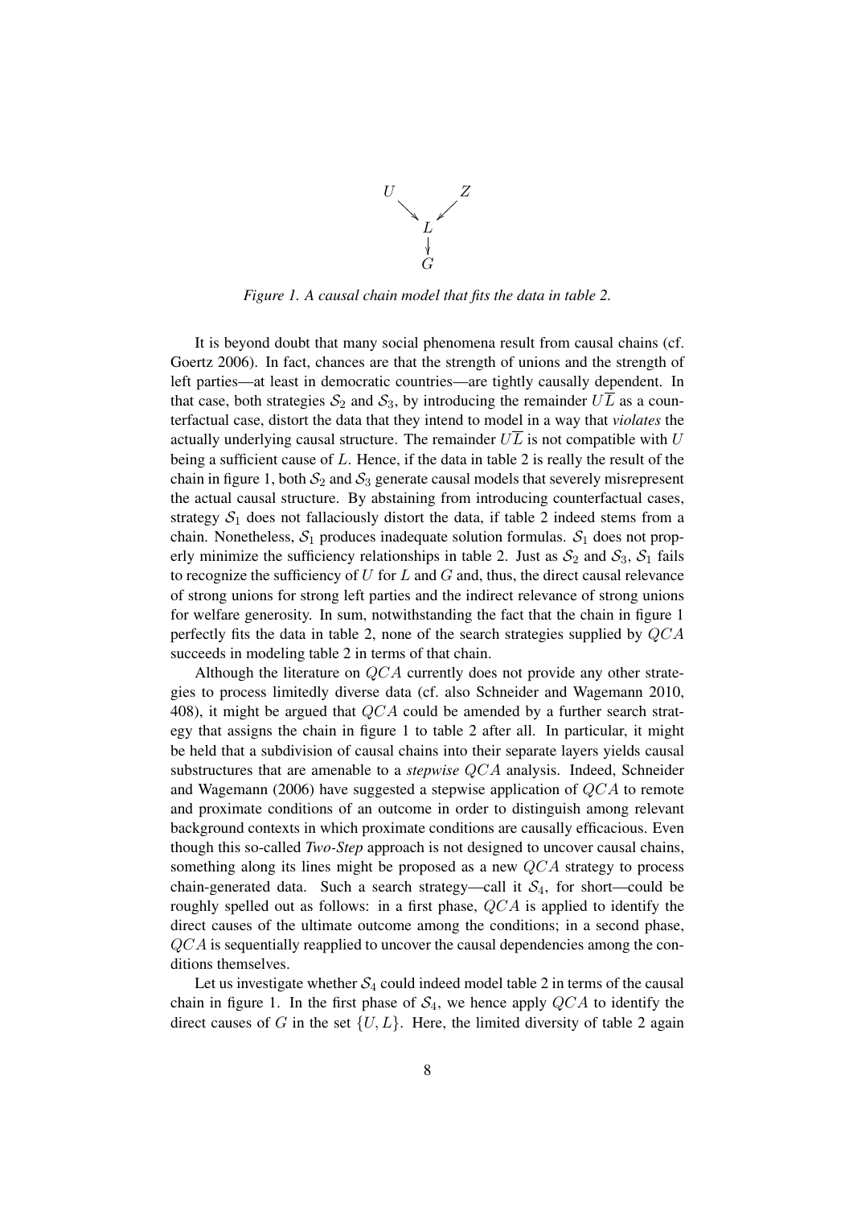```
U       Z
  ↘   ↙
    L
    ↓
    G
```

*Figure 1. A causal chain model that fits the data in table 2.*

It is beyond doubt that many social phenomena result from causal chains (cf. Goertz 2006). In fact, chances are that the strength of unions and the strength of left parties—at least in democratic countries—are tightly causally dependent. In that case, both strategies $\mathcal{S}_2$ and $\mathcal{S}_3$, by introducing the remainder $U\overline{L}$ as a counterfactual case, distort the data that they intend to model in a way that *violates* the actually underlying causal structure. The remainder $U\overline{L}$ is not compatible with $U$ being a sufficient cause of $L$. Hence, if the data in table 2 is really the result of the chain in figure 1, both $\mathcal{S}_2$ and $\mathcal{S}_3$ generate causal models that severely misrepresent the actual causal structure. By abstaining from introducing counterfactual cases, strategy $\mathcal{S}_1$ does not fallaciously distort the data, if table 2 indeed stems from a chain. Nonetheless, $\mathcal{S}_1$ produces inadequate solution formulas. $\mathcal{S}_1$ does not properly minimize the sufficiency relationships in table 2. Just as $\mathcal{S}_2$ and $\mathcal{S}_3$, $\mathcal{S}_1$ fails to recognize the sufficiency of $U$ for $L$ and $G$ and, thus, the direct causal relevance of strong unions for strong left parties and the indirect relevance of strong unions for welfare generosity. In sum, notwithstanding the fact that the chain in figure 1 perfectly fits the data in table 2, none of the search strategies supplied by $QCA$ succeeds in modeling table 2 in terms of that chain.

Although the literature on $QCA$ currently does not provide any other strategies to process limitedly diverse data (cf. also Schneider and Wagemann 2010, 408), it might be argued that $QCA$ could be amended by a further search strategy that assigns the chain in figure 1 to table 2 after all. In particular, it might be held that a subdivision of causal chains into their separate layers yields causal substructures that are amenable to a *stepwise* $QCA$ analysis. Indeed, Schneider and Wagemann (2006) have suggested a stepwise application of $QCA$ to remote and proximate conditions of an outcome in order to distinguish among relevant background contexts in which proximate conditions are causally efficacious. Even though this so-called *Two-Step* approach is not designed to uncover causal chains, something along its lines might be proposed as a new $QCA$ strategy to process chain-generated data. Such a search strategy—call it $\mathcal{S}_4$, for short—could be roughly spelled out as follows: in a first phase, $QCA$ is applied to identify the direct causes of the ultimate outcome among the conditions; in a second phase, $QCA$ is sequentially reapplied to uncover the causal dependencies among the conditions themselves.

Let us investigate whether $\mathcal{S}_4$ could indeed model table 2 in terms of the causal chain in figure 1. In the first phase of $\mathcal{S}_4$, we hence apply $QCA$ to identify the direct causes of $G$ in the set $\{U, L\}$. Here, the limited diversity of table 2 again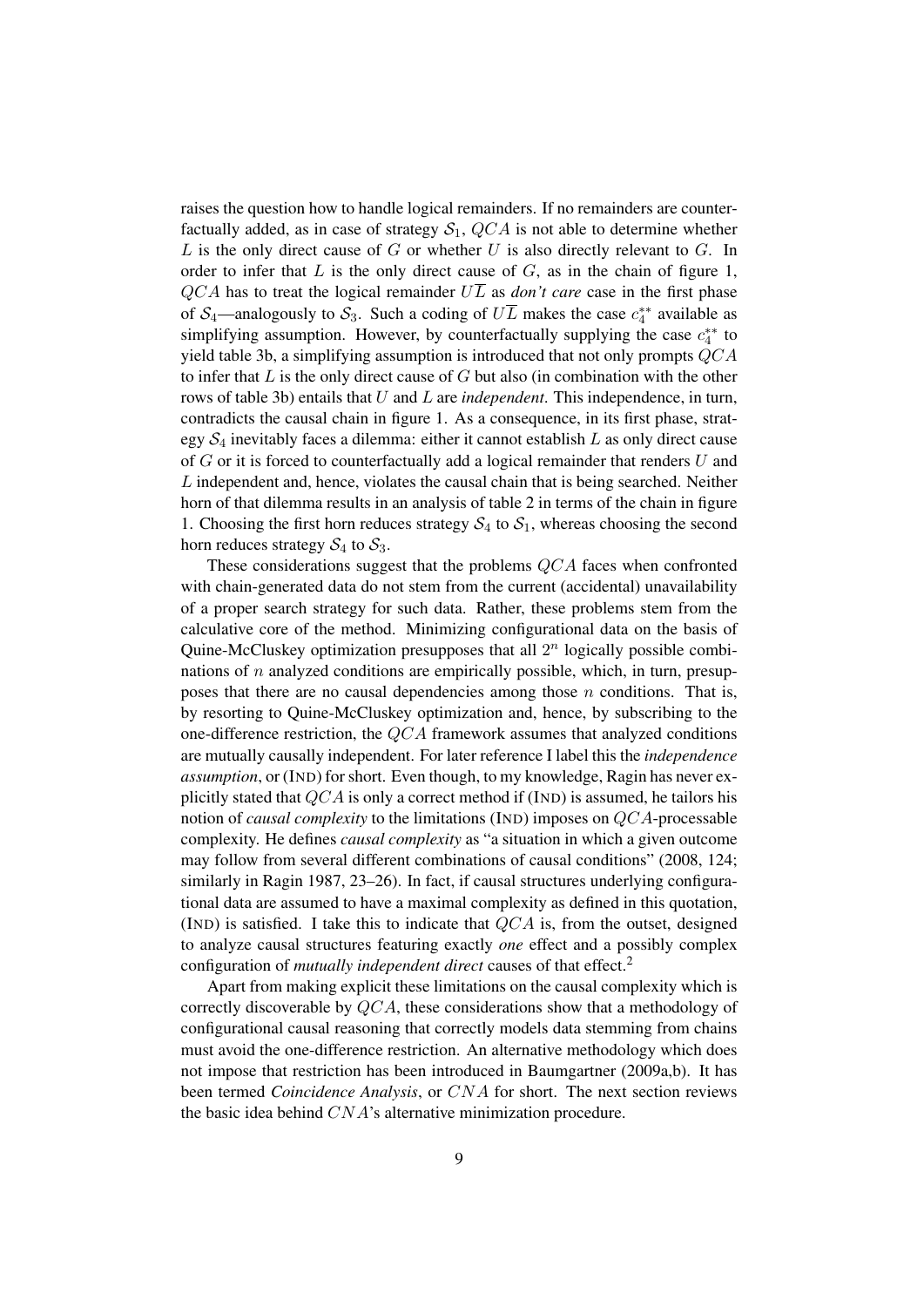raises the question how to handle logical remainders. If no remainders are counterfactually added, as in case of strategy $\mathcal{S}_1$, $QCA$ is not able to determine whether $L$ is the only direct cause of $G$ or whether $U$ is also directly relevant to $G$. In order to infer that $L$ is the only direct cause of $G$, as in the chain of figure 1, $QCA$ has to treat the logical remainder $U\overline{L}$ as *don't care* case in the first phase of $\mathcal{S}_4$—analogously to $\mathcal{S}_3$. Such a coding of $U\overline{L}$ makes the case $c_4^{**}$ available as simplifying assumption. However, by counterfactually supplying the case $c_4^{**}$ to yield table 3b, a simplifying assumption is introduced that not only prompts $QCA$ to infer that $L$ is the only direct cause of $G$ but also (in combination with the other rows of table 3b) entails that $U$ and $L$ are *independent*. This independence, in turn, contradicts the causal chain in figure 1. As a consequence, in its first phase, strategy $\mathcal{S}_4$ inevitably faces a dilemma: either it cannot establish $L$ as only direct cause of $G$ or it is forced to counterfactually add a logical remainder that renders $U$ and $L$ independent and, hence, violates the causal chain that is being searched. Neither horn of that dilemma results in an analysis of table 2 in terms of the chain in figure 1. Choosing the first horn reduces strategy $\mathcal{S}_4$ to $\mathcal{S}_1$, whereas choosing the second horn reduces strategy $\mathcal{S}_4$ to $\mathcal{S}_3$.

These considerations suggest that the problems $QCA$ faces when confronted with chain-generated data do not stem from the current (accidental) unavailability of a proper search strategy for such data. Rather, these problems stem from the calculative core of the method. Minimizing configurational data on the basis of Quine-McCluskey optimization presupposes that all $2^n$ logically possible combinations of $n$ analyzed conditions are empirically possible, which, in turn, presupposes that there are no causal dependencies among those $n$ conditions. That is, by resorting to Quine-McCluskey optimization and, hence, by subscribing to the one-difference restriction, the $QCA$ framework assumes that analyzed conditions are mutually causally independent. For later reference I label this the *independence assumption*, or (IND) for short. Even though, to my knowledge, Ragin has never explicitly stated that $QCA$ is only a correct method if (IND) is assumed, he tailors his notion of *causal complexity* to the limitations (IND) imposes on $QCA$-processable complexity. He defines *causal complexity* as "a situation in which a given outcome may follow from several different combinations of causal conditions" (2008, 124; similarly in Ragin 1987, 23–26). In fact, if causal structures underlying configurational data are assumed to have a maximal complexity as defined in this quotation, (IND) is satisfied. I take this to indicate that $QCA$ is, from the outset, designed to analyze causal structures featuring exactly *one* effect and a possibly complex configuration of *mutually independent direct* causes of that effect.[2]

Apart from making explicit these limitations on the causal complexity which is correctly discoverable by $QCA$, these considerations show that a methodology of configurational causal reasoning that correctly models data stemming from chains must avoid the one-difference restriction. An alternative methodology which does not impose that restriction has been introduced in Baumgartner (2009a,b). It has been termed *Coincidence Analysis*, or $CNA$ for short. The next section reviews the basic idea behind $CNA$'s alternative minimization procedure.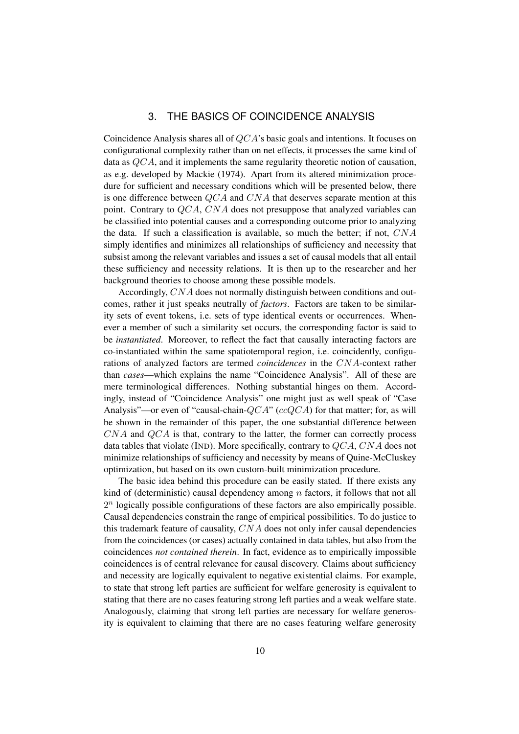## 3. THE BASICS OF COINCIDENCE ANALYSIS

Coincidence Analysis shares all of $QCA$'s basic goals and intentions. It focuses on configurational complexity rather than on net effects, it processes the same kind of data as $QCA$, and it implements the same regularity theoretic notion of causation, as e.g. developed by Mackie (1974). Apart from its altered minimization procedure for sufficient and necessary conditions which will be presented below, there is one difference between $QCA$ and $CNA$ that deserves separate mention at this point. Contrary to $QCA$, $CNA$ does not presuppose that analyzed variables can be classified into potential causes and a corresponding outcome prior to analyzing the data. If such a classification is available, so much the better; if not, $CNA$ simply identifies and minimizes all relationships of sufficiency and necessity that subsist among the relevant variables and issues a set of causal models that all entail these sufficiency and necessity relations. It is then up to the researcher and her background theories to choose among these possible models.

Accordingly, $CNA$ does not normally distinguish between conditions and outcomes, rather it just speaks neutrally of *factors*. Factors are taken to be similarity sets of event tokens, i.e. sets of type identical events or occurrences. Whenever a member of such a similarity set occurs, the corresponding factor is said to be *instantiated*. Moreover, to reflect the fact that causally interacting factors are co-instantiated within the same spatiotemporal region, i.e. coincidently, configurations of analyzed factors are termed *coincidences* in the $CNA$-context rather than *cases*—which explains the name "Coincidence Analysis". All of these are mere terminological differences. Nothing substantial hinges on them. Accordingly, instead of "Coincidence Analysis" one might just as well speak of "Case Analysis"—or even of "causal-chain-$QCA$" ($ccQCA$) for that matter; for, as will be shown in the remainder of this paper, the one substantial difference between $CNA$ and $QCA$ is that, contrary to the latter, the former can correctly process data tables that violate (IND). More specifically, contrary to $QCA$, $CNA$ does not minimize relationships of sufficiency and necessity by means of Quine-McCluskey optimization, but based on its own custom-built minimization procedure.

The basic idea behind this procedure can be easily stated. If there exists any kind of (deterministic) causal dependency among $n$ factors, it follows that not all $2^n$ logically possible configurations of these factors are also empirically possible. Causal dependencies constrain the range of empirical possibilities. To do justice to this trademark feature of causality, $CNA$ does not only infer causal dependencies from the coincidences (or cases) actually contained in data tables, but also from the coincidences *not contained therein*. In fact, evidence as to empirically impossible coincidences is of central relevance for causal discovery. Claims about sufficiency and necessity are logically equivalent to negative existential claims. For example, to state that strong left parties are sufficient for welfare generosity is equivalent to stating that there are no cases featuring strong left parties and a weak welfare state. Analogously, claiming that strong left parties are necessary for welfare generosity is equivalent to claiming that there are no cases featuring welfare generosity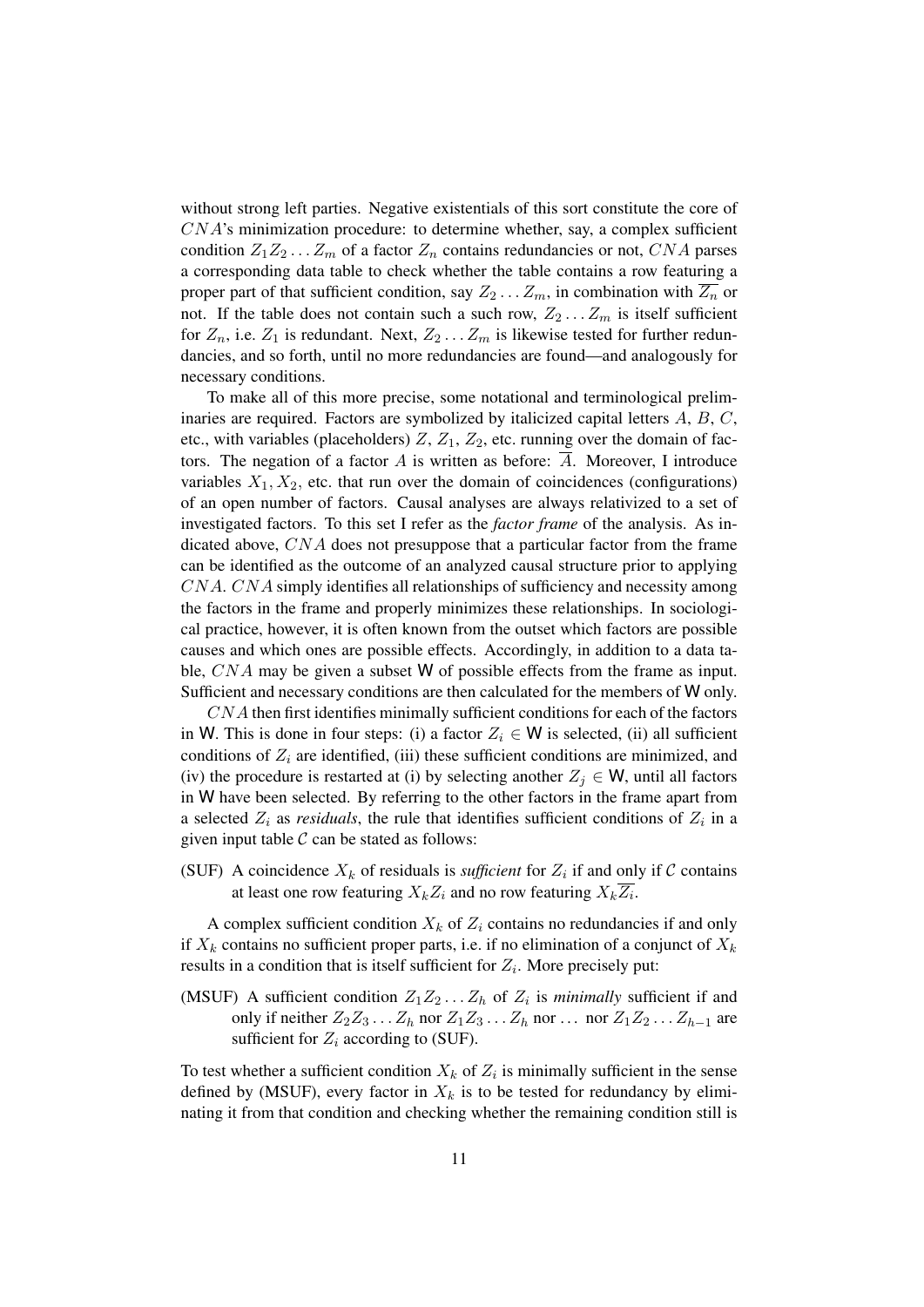without strong left parties. Negative existentials of this sort constitute the core of $CNA$'s minimization procedure: to determine whether, say, a complex sufficient condition $Z_1Z_2 \dots Z_m$ of a factor $Z_n$ contains redundancies or not, $CNA$ parses a corresponding data table to check whether the table contains a row featuring a proper part of that sufficient condition, say $Z_2 \dots Z_m$, in combination with $\overline{Z_n}$ or not. If the table does not contain such a such row, $Z_2 \dots Z_m$ is itself sufficient for $Z_n$, i.e. $Z_1$ is redundant. Next, $Z_2 \dots Z_m$ is likewise tested for further redundancies, and so forth, until no more redundancies are found—and analogously for necessary conditions.

To make all of this more precise, some notational and terminological preliminaries are required. Factors are symbolized by italicized capital letters $A$, $B$, $C$, etc., with variables (placeholders) $Z$, $Z_1$, $Z_2$, etc. running over the domain of factors. The negation of a factor $A$ is written as before: $\overline{A}$. Moreover, I introduce variables $X_1, X_2$, etc. that run over the domain of coincidences (configurations) of an open number of factors. Causal analyses are always relativized to a set of investigated factors. To this set I refer as the *factor frame* of the analysis. As indicated above, $CNA$ does not presuppose that a particular factor from the frame can be identified as the outcome of an analyzed causal structure prior to applying $CNA$. $CNA$ simply identifies all relationships of sufficiency and necessity among the factors in the frame and properly minimizes these relationships. In sociological practice, however, it is often known from the outset which factors are possible causes and which ones are possible effects. Accordingly, in addition to a data table, $CNA$ may be given a subset $\mathsf{W}$ of possible effects from the frame as input. Sufficient and necessary conditions are then calculated for the members of $\mathsf{W}$ only.

$CNA$ then first identifies minimally sufficient conditions for each of the factors in $\mathsf{W}$. This is done in four steps: (i) a factor $Z_i \in \mathsf{W}$ is selected, (ii) all sufficient conditions of $Z_i$ are identified, (iii) these sufficient conditions are minimized, and (iv) the procedure is restarted at (i) by selecting another $Z_j \in \mathsf{W}$, until all factors in $\mathsf{W}$ have been selected. By referring to the other factors in the frame apart from a selected $Z_i$ as *residuals*, the rule that identifies sufficient conditions of $Z_i$ in a given input table $\mathcal{C}$ can be stated as follows:

(SUF) A coincidence $X_k$ of residuals is *sufficient* for $Z_i$ if and only if $\mathcal{C}$ contains at least one row featuring $X_kZ_i$ and no row featuring $X_k\overline{Z_i}$.

A complex sufficient condition $X_k$ of $Z_i$ contains no redundancies if and only if $X_k$ contains no sufficient proper parts, i.e. if no elimination of a conjunct of $X_k$ results in a condition that is itself sufficient for $Z_i$. More precisely put:

(MSUF) A sufficient condition $Z_1Z_2 \dots Z_h$ of $Z_i$ is *minimally* sufficient if and only if neither $Z_2Z_3 \dots Z_h$ nor $Z_1Z_3 \dots Z_h$ nor ... nor $Z_1Z_2 \dots Z_{h-1}$ are sufficient for $Z_i$ according to (SUF).

To test whether a sufficient condition $X_k$ of $Z_i$ is minimally sufficient in the sense defined by (MSUF), every factor in $X_k$ is to be tested for redundancy by eliminating it from that condition and checking whether the remaining condition still is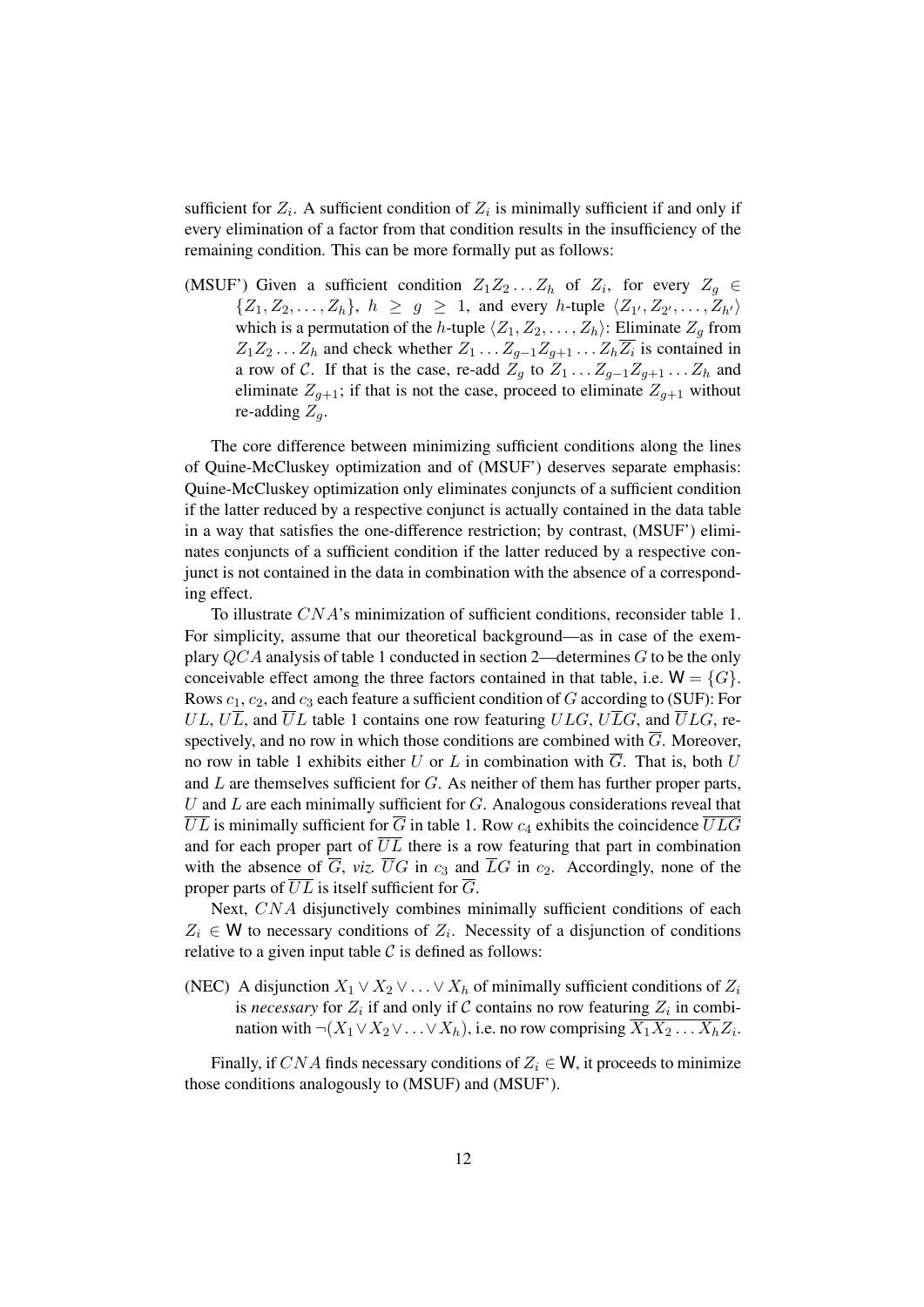sufficient for $Z_i$. A sufficient condition of $Z_i$ is minimally sufficient if and only if every elimination of a factor from that condition results in the insufficiency of the remaining condition. This can be more formally put as follows:

(MSUF') Given a sufficient condition $Z_1Z_2 \ldots Z_h$ of $Z_i$, for every $Z_g \in \{Z_1, Z_2, \ldots, Z_h\}$, $h \geq g \geq 1$, and every $h$-tuple $\langle Z_{1'}, Z_{2'}, \ldots, Z_{h'} \rangle$ which is a permutation of the $h$-tuple $\langle Z_1, Z_2, \ldots, Z_h \rangle$: Eliminate $Z_g$ from $Z_1Z_2 \ldots Z_h$ and check whether $Z_1 \ldots Z_{g-1}Z_{g+1} \ldots Z_h\overline{Z_i}$ is contained in a row of $\mathcal{C}$. If that is the case, re-add $Z_g$ to $Z_1 \ldots Z_{g-1}Z_{g+1} \ldots Z_h$ and eliminate $Z_{g+1}$; if that is not the case, proceed to eliminate $Z_{g+1}$ without re-adding $Z_g$.

The core difference between minimizing sufficient conditions along the lines of Quine-McCluskey optimization and of (MSUF') deserves separate emphasis: Quine-McCluskey optimization only eliminates conjuncts of a sufficient condition if the latter reduced by a respective conjunct is actually contained in the data table in a way that satisfies the one-difference restriction; by contrast, (MSUF') eliminates conjuncts of a sufficient condition if the latter reduced by a respective conjunct is not contained in the data in combination with the absence of a corresponding effect.

To illustrate $CNA$'s minimization of sufficient conditions, reconsider table 1. For simplicity, assume that our theoretical background—as in case of the exemplary $QCA$ analysis of table 1 conducted in section 2—determines $G$ to be the only conceivable effect among the three factors contained in that table, i.e. $\mathsf{W} = \{G\}$. Rows $c_1$, $c_2$, and $c_3$ each feature a sufficient condition of $G$ according to (SUF): For $UL$, $U\overline{L}$, and $\overline{U}L$ table 1 contains one row featuring $ULG$, $U\overline{L}G$, and $\overline{U}LG$, respectively, and no row in which those conditions are combined with $\overline{G}$. Moreover, no row in table 1 exhibits either $U$ or $L$ in combination with $\overline{G}$. That is, both $U$ and $L$ are themselves sufficient for $G$. As neither of them has further proper parts, $U$ and $L$ are each minimally sufficient for $G$. Analogous considerations reveal that $\overline{UL}$ is minimally sufficient for $\overline{G}$ in table 1. Row $c_4$ exhibits the coincidence $\overline{ULG}$ and for each proper part of $\overline{UL}$ there is a row featuring that part in combination with the absence of $\overline{G}$, *viz.* $\overline{U}G$ in $c_3$ and $\overline{L}G$ in $c_2$. Accordingly, none of the proper parts of $\overline{UL}$ is itself sufficient for $\overline{G}$.

Next, $CNA$ disjunctively combines minimally sufficient conditions of each $Z_i \in \mathsf{W}$ to necessary conditions of $Z_i$. Necessity of a disjunction of conditions relative to a given input table $\mathcal{C}$ is defined as follows:

(NEC) A disjunction $X_1 \vee X_2 \vee \ldots \vee X_h$ of minimally sufficient conditions of $Z_i$ is *necessary* for $Z_i$ if and only if $\mathcal{C}$ contains no row featuring $Z_i$ in combination with $\neg(X_1 \vee X_2 \vee \ldots \vee X_h)$, i.e. no row comprising $\overline{X_1X_2 \ldots X_h}Z_i$.

Finally, if $CNA$ finds necessary conditions of $Z_i \in \mathsf{W}$, it proceeds to minimize those conditions analogously to (MSUF) and (MSUF').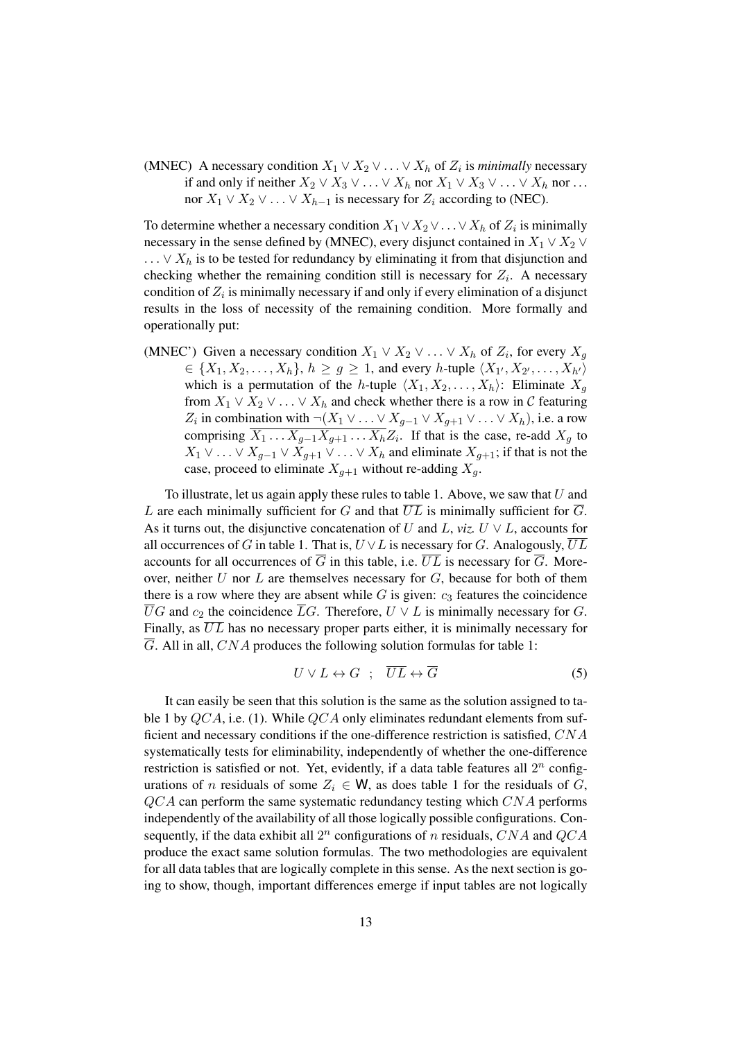(MNEC) A necessary condition $X_1 \vee X_2 \vee \ldots \vee X_h$ of $Z_i$ is *minimally* necessary if and only if neither $X_2 \vee X_3 \vee \ldots \vee X_h$ nor $X_1 \vee X_3 \vee \ldots \vee X_h$ nor ... nor $X_1 \vee X_2 \vee \ldots \vee X_{h-1}$ is necessary for $Z_i$ according to (NEC).

To determine whether a necessary condition $X_1 \vee X_2 \vee \ldots \vee X_h$ of $Z_i$ is minimally necessary in the sense defined by (MNEC), every disjunct contained in $X_1 \vee X_2 \vee \ldots \vee X_h$ is to be tested for redundancy by eliminating it from that disjunction and checking whether the remaining condition still is necessary for $Z_i$. A necessary condition of $Z_i$ is minimally necessary if and only if every elimination of a disjunct results in the loss of necessity of the remaining condition. More formally and operationally put:

(MNEC') Given a necessary condition $X_1 \vee X_2 \vee \ldots \vee X_h$ of $Z_i$, for every $X_g \in \{X_1, X_2, \ldots, X_h\}$, $h \geq g \geq 1$, and every $h$-tuple $\langle X_{1'}, X_{2'}, \ldots, X_{h'} \rangle$ which is a permutation of the $h$-tuple $\langle X_1, X_2, \ldots, X_h \rangle$: Eliminate $X_g$ from $X_1 \vee X_2 \vee \ldots \vee X_h$ and check whether there is a row in $\mathcal{C}$ featuring $Z_i$ in combination with $\neg(X_1 \vee \ldots \vee X_{g-1} \vee X_{g+1} \vee \ldots \vee X_h)$, i.e. a row comprising $\overline{X_1 \ldots X_{g-1} X_{g+1} \ldots X_h} Z_i$. If that is the case, re-add $X_g$ to $X_1 \vee \ldots \vee X_{g-1} \vee X_{g+1} \vee \ldots \vee X_h$ and eliminate $X_{g+1}$; if that is not the case, proceed to eliminate $X_{g+1}$ without re-adding $X_g$.

To illustrate, let us again apply these rules to table 1. Above, we saw that $U$ and $L$ are each minimally sufficient for $G$ and that $\overline{UL}$ is minimally sufficient for $\overline{G}$. As it turns out, the disjunctive concatenation of $U$ and $L$, *viz.* $U \vee L$, accounts for all occurrences of $G$ in table 1. That is, $U \vee L$ is necessary for $G$. Analogously, $\overline{UL}$ accounts for all occurrences of $\overline{G}$ in this table, i.e. $\overline{UL}$ is necessary for $\overline{G}$. Moreover, neither $U$ nor $L$ are themselves necessary for $G$, because for both of them there is a row where they are absent while $G$ is given: $c_3$ features the coincidence $\overline{U}G$ and $c_2$ the coincidence $\overline{L}G$. Therefore, $U \vee L$ is minimally necessary for $G$. Finally, as $\overline{UL}$ has no necessary proper parts either, it is minimally necessary for $\overline{G}$. All in all, $CNA$ produces the following solution formulas for table 1:

$$U \vee L \leftrightarrow G \quad ; \quad \overline{UL} \leftrightarrow \overline{G} \tag{5}$$

It can easily be seen that this solution is the same as the solution assigned to table 1 by $QCA$, i.e. (1). While $QCA$ only eliminates redundant elements from sufficient and necessary conditions if the one-difference restriction is satisfied, $CNA$ systematically tests for eliminability, independently of whether the one-difference restriction is satisfied or not. Yet, evidently, if a data table features all $2^n$ configurations of $n$ residuals of some $Z_i \in \mathsf{W}$, as does table 1 for the residuals of $G$, $QCA$ can perform the same systematic redundancy testing which $CNA$ performs independently of the availability of all those logically possible configurations. Consequently, if the data exhibit all $2^n$ configurations of $n$ residuals, $CNA$ and $QCA$ produce the exact same solution formulas. The two methodologies are equivalent for all data tables that are logically complete in this sense. As the next section is going to show, though, important differences emerge if input tables are not logically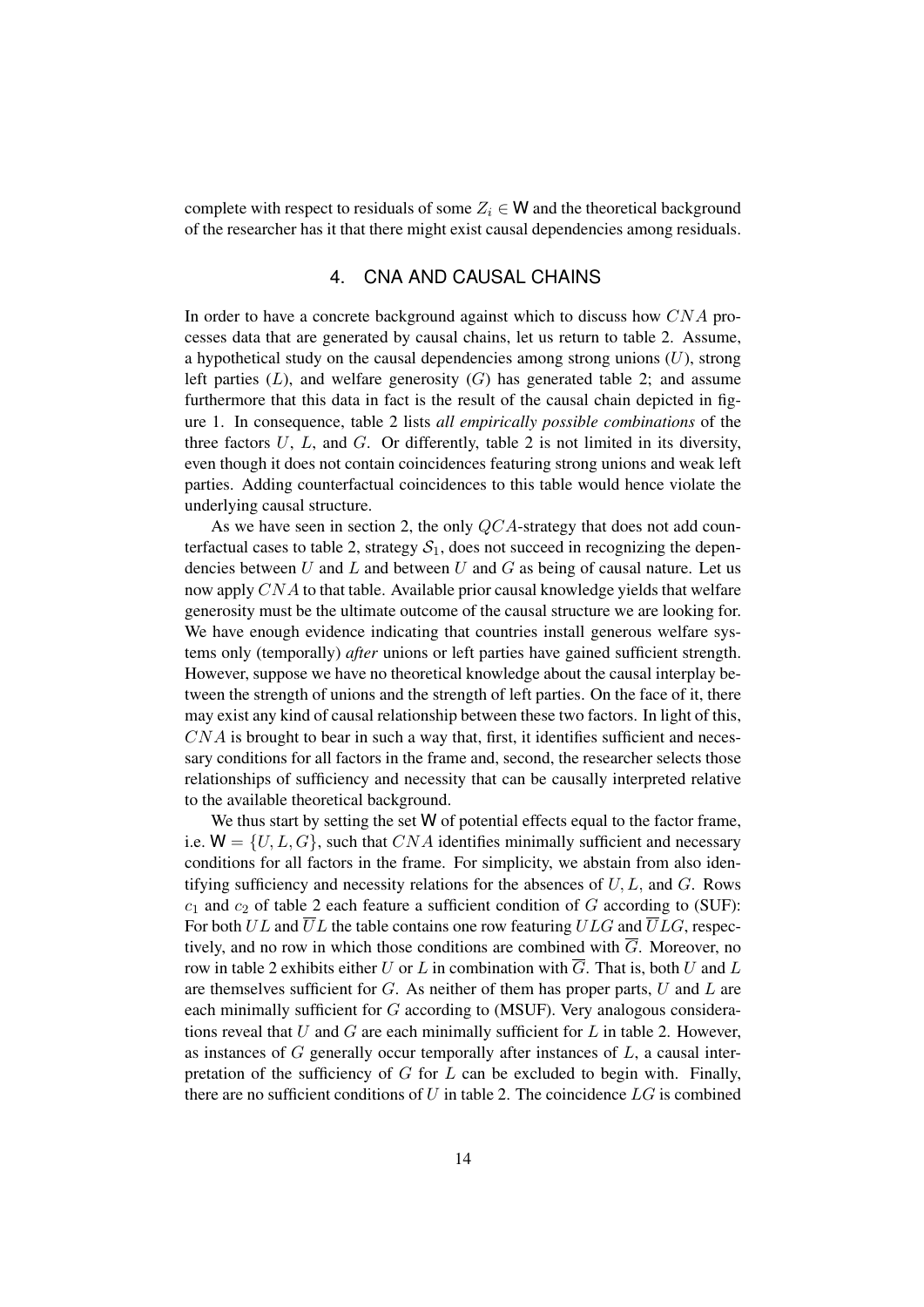complete with respect to residuals of some $Z_i \in \mathsf{W}$ and the theoretical background of the researcher has it that there might exist causal dependencies among residuals.

## 4. CNA AND CAUSAL CHAINS

In order to have a concrete background against which to discuss how $CNA$ processes data that are generated by causal chains, let us return to table 2. Assume, a hypothetical study on the causal dependencies among strong unions ($U$), strong left parties ($L$), and welfare generosity ($G$) has generated table 2; and assume furthermore that this data in fact is the result of the causal chain depicted in figure 1. In consequence, table 2 lists *all empirically possible combinations* of the three factors $U$, $L$, and $G$. Or differently, table 2 is not limited in its diversity, even though it does not contain coincidences featuring strong unions and weak left parties. Adding counterfactual coincidences to this table would hence violate the underlying causal structure.

As we have seen in section 2, the only $QCA$-strategy that does not add counterfactual cases to table 2, strategy $\mathcal{S}_1$, does not succeed in recognizing the dependencies between $U$ and $L$ and between $U$ and $G$ as being of causal nature. Let us now apply $CNA$ to that table. Available prior causal knowledge yields that welfare generosity must be the ultimate outcome of the causal structure we are looking for. We have enough evidence indicating that countries install generous welfare systems only (temporally) *after* unions or left parties have gained sufficient strength. However, suppose we have no theoretical knowledge about the causal interplay between the strength of unions and the strength of left parties. On the face of it, there may exist any kind of causal relationship between these two factors. In light of this, $CNA$ is brought to bear in such a way that, first, it identifies sufficient and necessary conditions for all factors in the frame and, second, the researcher selects those relationships of sufficiency and necessity that can be causally interpreted relative to the available theoretical background.

We thus start by setting the set $\mathsf{W}$ of potential effects equal to the factor frame, i.e. $\mathsf{W} = \{U, L, G\}$, such that $CNA$ identifies minimally sufficient and necessary conditions for all factors in the frame. For simplicity, we abstain from also identifying sufficiency and necessity relations for the absences of $U, L$, and $G$. Rows $c_1$ and $c_2$ of table 2 each feature a sufficient condition of $G$ according to (SUF): For both $UL$ and $\overline{U}L$ the table contains one row featuring $ULG$ and $\overline{U}LG$, respectively, and no row in which those conditions are combined with $\overline{G}$. Moreover, no row in table 2 exhibits either $U$ or $L$ in combination with $\overline{G}$. That is, both $U$ and $L$ are themselves sufficient for $G$. As neither of them has proper parts, $U$ and $L$ are each minimally sufficient for $G$ according to (MSUF). Very analogous considerations reveal that $U$ and $G$ are each minimally sufficient for $L$ in table 2. However, as instances of $G$ generally occur temporally after instances of $L$, a causal interpretation of the sufficiency of $G$ for $L$ can be excluded to begin with. Finally, there are no sufficient conditions of $U$ in table 2. The coincidence $LG$ is combined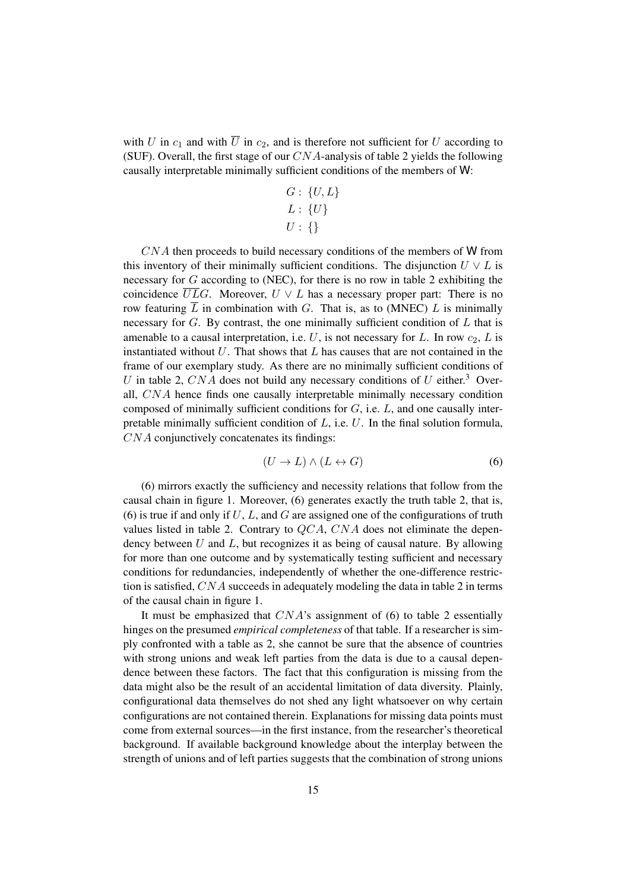with $U$ in $c_1$ and with $\overline{U}$ in $c_2$, and is therefore not sufficient for $U$ according to (SUF). Overall, the first stage of our $CNA$-analysis of table 2 yields the following causally interpretable minimally sufficient conditions of the members of $\mathsf{W}$:

$$
\begin{aligned}
G &: \{U, L\} \\
L &: \{U\} \\
U &: \{\}
\end{aligned}
$$

$CNA$ then proceeds to build necessary conditions of the members of $\mathsf{W}$ from this inventory of their minimally sufficient conditions. The disjunction $U \vee L$ is necessary for $G$ according to (NEC), for there is no row in table 2 exhibiting the coincidence $\overline{U}\overline{L}G$. Moreover, $U \vee L$ has a necessary proper part: There is no row featuring $\overline{L}$ in combination with $G$. That is, as to (MNEC) $L$ is minimally necessary for $G$. By contrast, the one minimally sufficient condition of $L$ that is amenable to a causal interpretation, i.e. $U$, is not necessary for $L$. In row $c_2$, $L$ is instantiated without $U$. That shows that $L$ has causes that are not contained in the frame of our exemplary study. As there are no minimally sufficient conditions of $U$ in table 2, $CNA$ does not build any necessary conditions of $U$ either.[3] Overall, $CNA$ hence finds one causally interpretable minimally necessary condition composed of minimally sufficient conditions for $G$, i.e. $L$, and one causally interpretable minimally sufficient condition of $L$, i.e. $U$. In the final solution formula, $CNA$ conjunctively concatenates its findings:

$$(U \rightarrow L) \wedge (L \leftrightarrow G) \tag{6}$$

(6) mirrors exactly the sufficiency and necessity relations that follow from the causal chain in figure 1. Moreover, (6) generates exactly the truth table 2, that is, (6) is true if and only if $U$, $L$, and $G$ are assigned one of the configurations of truth values listed in table 2. Contrary to $QCA$, $CNA$ does not eliminate the dependency between $U$ and $L$, but recognizes it as being of causal nature. By allowing for more than one outcome and by systematically testing sufficient and necessary conditions for redundancies, independently of whether the one-difference restriction is satisfied, $CNA$ succeeds in adequately modeling the data in table 2 in terms of the causal chain in figure 1.

It must be emphasized that $CNA$'s assignment of (6) to table 2 essentially hinges on the presumed *empirical completeness* of that table. If a researcher is simply confronted with a table as 2, she cannot be sure that the absence of countries with strong unions and weak left parties from the data is due to a causal dependence between these factors. The fact that this configuration is missing from the data might also be the result of an accidental limitation of data diversity. Plainly, configurational data themselves do not shed any light whatsoever on why certain configurations are not contained therein. Explanations for missing data points must come from external sources—in the first instance, from the researcher's theoretical background. If available background knowledge about the interplay between the strength of unions and of left parties suggests that the combination of strong unions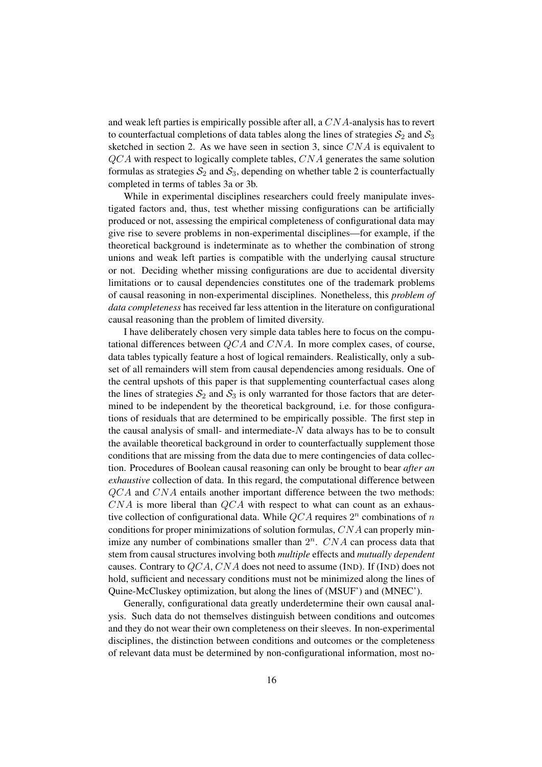and weak left parties is empirically possible after all, a $CNA$-analysis has to revert to counterfactual completions of data tables along the lines of strategies $\mathcal{S}_2$ and $\mathcal{S}_3$ sketched in section 2. As we have seen in section 3, since $CNA$ is equivalent to $QCA$ with respect to logically complete tables, $CNA$ generates the same solution formulas as strategies $\mathcal{S}_2$ and $\mathcal{S}_3$, depending on whether table 2 is counterfactually completed in terms of tables 3a or 3b.

While in experimental disciplines researchers could freely manipulate investigated factors and, thus, test whether missing configurations can be artificially produced or not, assessing the empirical completeness of configurational data may give rise to severe problems in non-experimental disciplines—for example, if the theoretical background is indeterminate as to whether the combination of strong unions and weak left parties is compatible with the underlying causal structure or not. Deciding whether missing configurations are due to accidental diversity limitations or to causal dependencies constitutes one of the trademark problems of causal reasoning in non-experimental disciplines. Nonetheless, this *problem of data completeness* has received far less attention in the literature on configurational causal reasoning than the problem of limited diversity.

I have deliberately chosen very simple data tables here to focus on the computational differences between $QCA$ and $CNA$. In more complex cases, of course, data tables typically feature a host of logical remainders. Realistically, only a subset of all remainders will stem from causal dependencies among residuals. One of the central upshots of this paper is that supplementing counterfactual cases along the lines of strategies $\mathcal{S}_2$ and $\mathcal{S}_3$ is only warranted for those factors that are determined to be independent by the theoretical background, i.e. for those configurations of residuals that are determined to be empirically possible. The first step in the causal analysis of small- and intermediate-$N$ data always has to be to consult the available theoretical background in order to counterfactually supplement those conditions that are missing from the data due to mere contingencies of data collection. Procedures of Boolean causal reasoning can only be brought to bear *after an exhaustive* collection of data. In this regard, the computational difference between $QCA$ and $CNA$ entails another important difference between the two methods: $CNA$ is more liberal than $QCA$ with respect to what can count as an exhaustive collection of configurational data. While $QCA$ requires $2^n$ combinations of $n$ conditions for proper minimizations of solution formulas, $CNA$ can properly minimize any number of combinations smaller than $2^n$. $CNA$ can process data that stem from causal structures involving both *multiple* effects and *mutually dependent* causes. Contrary to $QCA$, $CNA$ does not need to assume (IND). If (IND) does not hold, sufficient and necessary conditions must not be minimized along the lines of Quine-McCluskey optimization, but along the lines of (MSUF') and (MNEC').

Generally, configurational data greatly underdetermine their own causal analysis. Such data do not themselves distinguish between conditions and outcomes and they do not wear their own completeness on their sleeves. In non-experimental disciplines, the distinction between conditions and outcomes or the completeness of relevant data must be determined by non-configurational information, most no-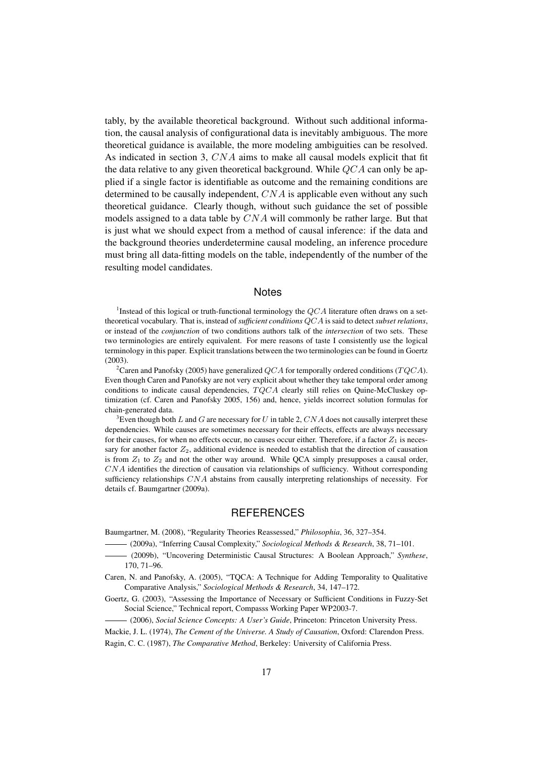tably, by the available theoretical background. Without such additional information, the causal analysis of configurational data is inevitably ambiguous. The more theoretical guidance is available, the more modeling ambiguities can be resolved. As indicated in section 3, $CNA$ aims to make all causal models explicit that fit the data relative to any given theoretical background. While $QCA$ can only be applied if a single factor is identifiable as outcome and the remaining conditions are determined to be causally independent, $CNA$ is applicable even without any such theoretical guidance. Clearly though, without such guidance the set of possible models assigned to a data table by $CNA$ will commonly be rather large. But that is just what we should expect from a method of causal inference: if the data and the background theories underdetermine causal modeling, an inference procedure must bring all data-fitting models on the table, independently of the number of the resulting model candidates.

## Notes

[1]Instead of this logical or truth-functional terminology the $QCA$ literature often draws on a set-theoretical vocabulary. That is, instead of ***sufficient conditions*** $QCA$ is said to detect ***subset relations***, or instead of the *conjunction* of two conditions authors talk of the *intersection* of two sets. These two terminologies are entirely equivalent. For mere reasons of taste I consistently use the logical terminology in this paper. Explicit translations between the two terminologies can be found in Goertz (2003).

[2]Caren and Panofsky (2005) have generalized $QCA$ for temporally ordered conditions ($TQCA$). Even though Caren and Panofsky are not very explicit about whether they take temporal order among conditions to indicate causal dependencies, $TQCA$ clearly still relies on Quine-McCluskey optimization (cf. Caren and Panofsky 2005, 156) and, hence, yields incorrect solution formulas for chain-generated data.

[3]Even though both $L$ and $G$ are necessary for $U$ in table 2, $CNA$ does not causally interpret these dependencies. While causes are sometimes necessary for their effects, effects are always necessary for their causes, for when no effects occur, no causes occur either. Therefore, if a factor $Z_1$ is necessary for another factor $Z_2$, additional evidence is needed to establish that the direction of causation is from $Z_1$ to $Z_2$ and not the other way around. While QCA simply presupposes a causal order, $CNA$ identifies the direction of causation via relationships of sufficiency. Without corresponding sufficiency relationships $CNA$ abstains from causally interpreting relationships of necessity. For details cf. Baumgartner (2009a).

## REFERENCES

Baumgartner, M. (2008), "Regularity Theories Reassessed," *Philosophia*, 36, 327–354.

——— (2009a), "Inferring Causal Complexity," *Sociological Methods & Research*, 38, 71–101.

——— (2009b), "Uncovering Deterministic Causal Structures: A Boolean Approach," *Synthese*, 170, 71–96.

Caren, N. and Panofsky, A. (2005), "TQCA: A Technique for Adding Temporality to Qualitative Comparative Analysis," *Sociological Methods & Research*, 34, 147–172.

Goertz, G. (2003), "Assessing the Importance of Necessary or Sufficient Conditions in Fuzzy-Set Social Science," Technical report, Compasss Working Paper WP2003-7.

——— (2006), *Social Science Concepts: A User's Guide*, Princeton: Princeton University Press.

Mackie, J. L. (1974), *The Cement of the Universe. A Study of Causation*, Oxford: Clarendon Press.

Ragin, C. C. (1987), *The Comparative Method*, Berkeley: University of California Press.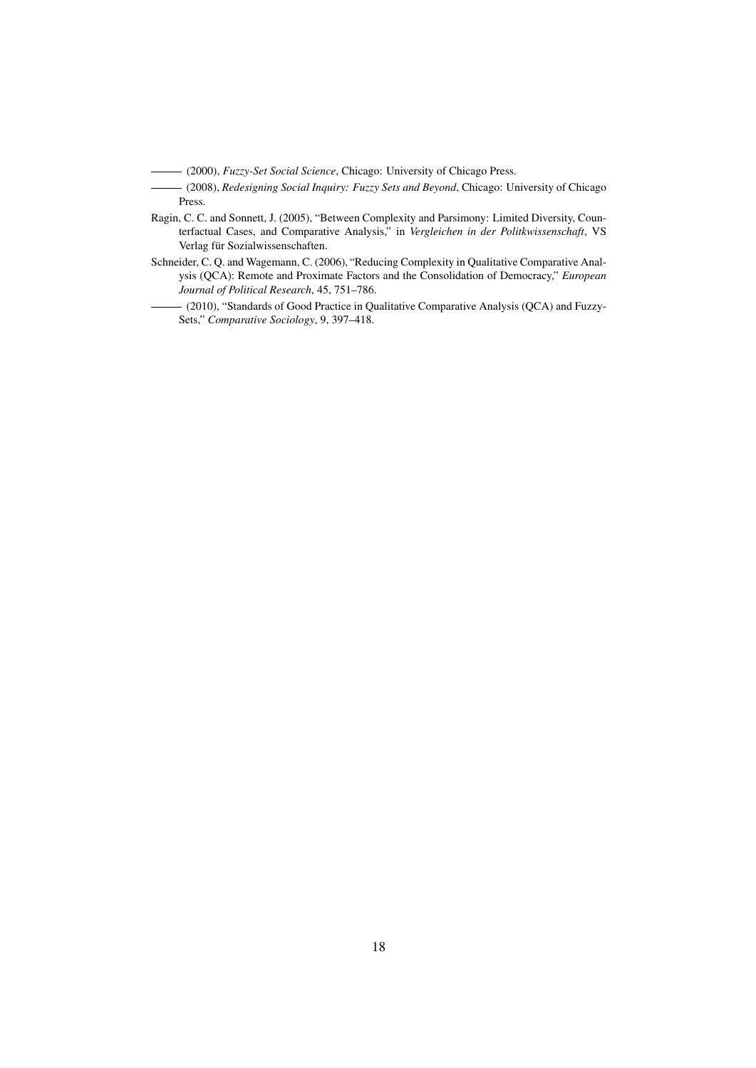——— (2000), *Fuzzy-Set Social Science*, Chicago: University of Chicago Press.

——— (2008), *Redesigning Social Inquiry: Fuzzy Sets and Beyond*, Chicago: University of Chicago Press.

Ragin, C. C. and Sonnett, J. (2005), "Between Complexity and Parsimony: Limited Diversity, Counterfactual Cases, and Comparative Analysis," in *Vergleichen in der Politkwissenschaft*, VS Verlag für Sozialwissenschaften.

Schneider, C. Q. and Wagemann, C. (2006), "Reducing Complexity in Qualitative Comparative Analysis (QCA): Remote and Proximate Factors and the Consolidation of Democracy," *European Journal of Political Research*, 45, 751–786.

——— (2010), "Standards of Good Practice in Qualitative Comparative Analysis (QCA) and Fuzzy-Sets," *Comparative Sociology*, 9, 397–418.